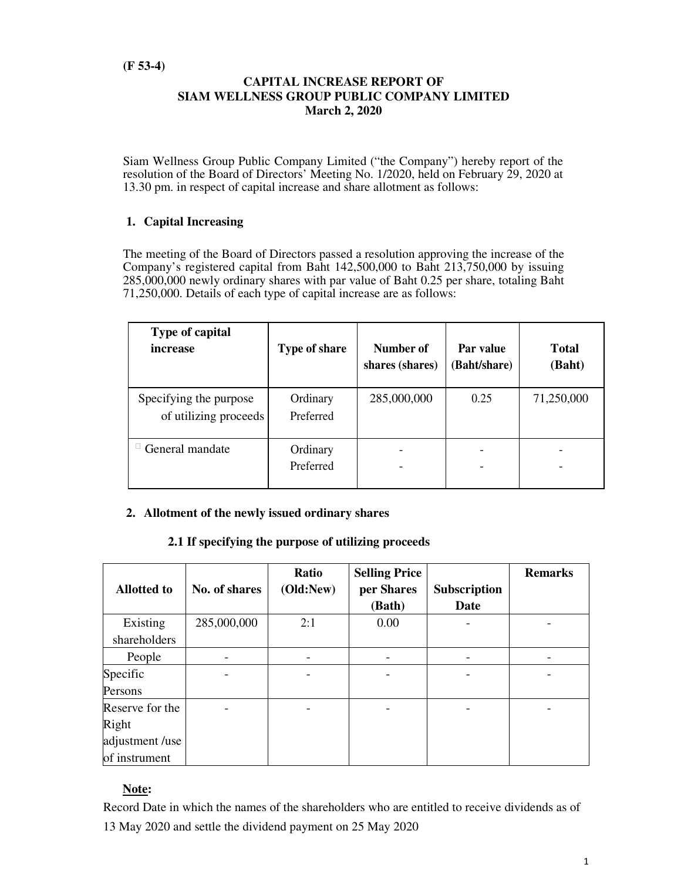**(F 53-4)**

# CAPITAL INCREASE REPORT OF SIAM WELLNESS GROUP PUBLIC COMPANY LIMITED March 2, 2020

Siam Wellness Group Public Company Limited ("the Company") hereby report of the resolution of the Board of Directors' Meeting No. 1/2020, held on February 29, 2020 at 13.30 pm. in respect of capital increase and share allotment as follows:

## 1. Capital Increasing

The meeting of the Board of Directors passed a resolution approving the increase of the Company's registered capital from Baht 142,500,000 to Baht 213,750,000 by issuing 285,000,000 newly ordinary shares with par value of Baht 0.25 per share, totaling Baht 71,250,000. Details of each type of capital increase are as follows:

| Type of capital increase | Type of share | Number of shares (shares) | Par value (Baht/share) | Total (Baht) |
|---|---|---|---|---|
| Specifying the purpose of utilizing proceeds | Ordinary<br>Preferred | 285,000,000 | 0.25 | 71,250,000 |
| ☐ General mandate | Ordinary<br>Preferred | -<br>- | -<br>- | -<br>- |

## 2. Allotment of the newly issued ordinary shares

### 2.1 If specifying the purpose of utilizing proceeds

| Allotted to | No. of shares | Ratio (Old:New) | Selling Price per Shares (Bath) | Subscription Date | Remarks |
|---|---|---|---|---|---|
| Existing shareholders | 285,000,000 | 2:1 | 0.00 | - | - |
| People | - | - | - | - | - |
| Specific Persons | - | - | - | - | - |
| Reserve for the Right adjustment /use of instrument | - | - | - | - | - |

**Note:**

Record Date in which the names of the shareholders who are entitled to receive dividends as of 13 May 2020 and settle the dividend payment on 25 May 2020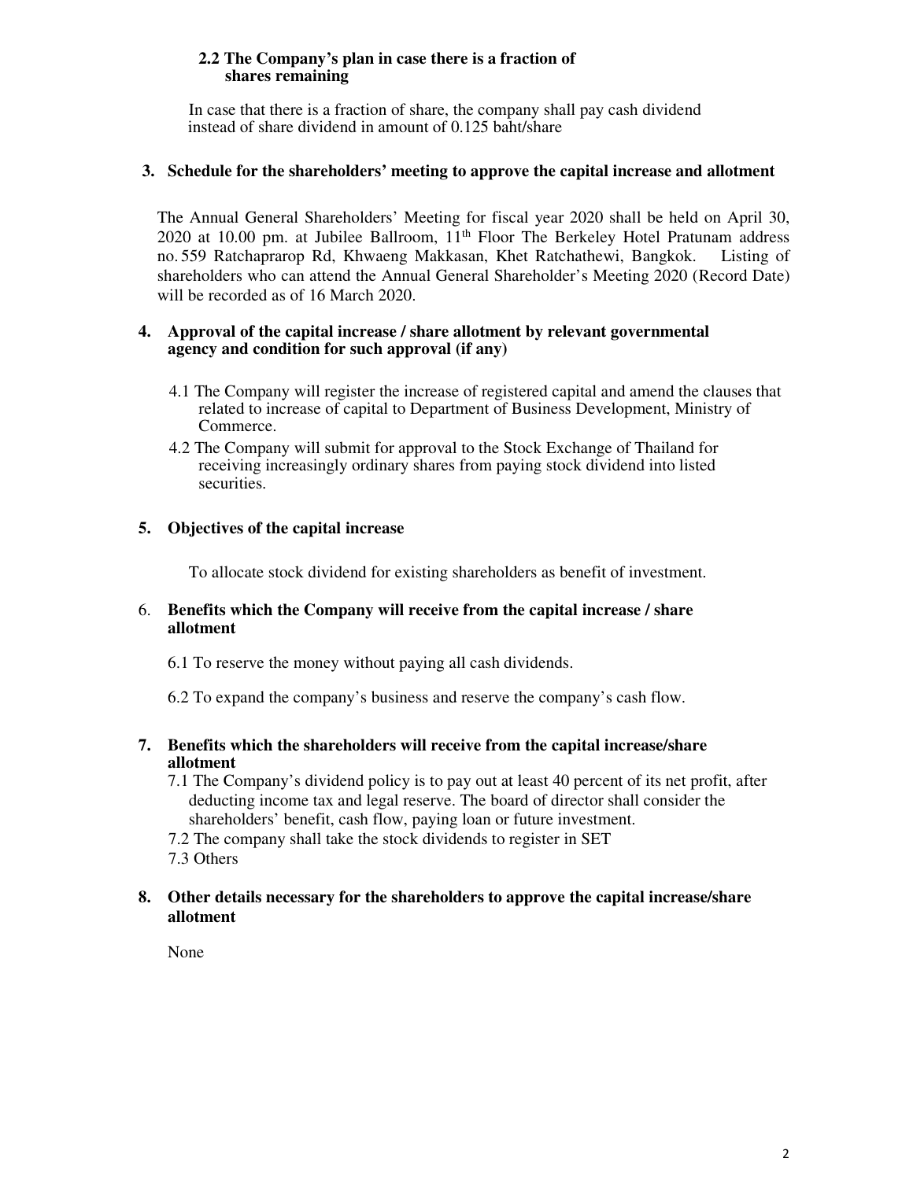**2.2 The Company's plan in case there is a fraction of shares remaining**

In case that there is a fraction of share, the company shall pay cash dividend instead of share dividend in amount of 0.125 baht/share

**3. Schedule for the shareholders' meeting to approve the capital increase and allotment**

The Annual General Shareholders' Meeting for fiscal year 2020 shall be held on April 30, 2020 at 10.00 pm. at Jubilee Ballroom, 11th Floor The Berkeley Hotel Pratunam address no. 559 Ratchaprarop Rd, Khwaeng Makkasan, Khet Ratchathewi, Bangkok. Listing of shareholders who can attend the Annual General Shareholder's Meeting 2020 (Record Date) will be recorded as of 16 March 2020.

**4. Approval of the capital increase / share allotment by relevant governmental agency and condition for such approval (if any)**

4.1 The Company will register the increase of registered capital and amend the clauses that related to increase of capital to Department of Business Development, Ministry of Commerce.

4.2 The Company will submit for approval to the Stock Exchange of Thailand for receiving increasingly ordinary shares from paying stock dividend into listed securities.

**5. Objectives of the capital increase**

To allocate stock dividend for existing shareholders as benefit of investment.

**6. Benefits which the Company will receive from the capital increase / share allotment**

6.1 To reserve the money without paying all cash dividends.

6.2 To expand the company's business and reserve the company's cash flow.

**7. Benefits which the shareholders will receive from the capital increase/share allotment**

7.1 The Company's dividend policy is to pay out at least 40 percent of its net profit, after deducting income tax and legal reserve. The board of director shall consider the shareholders' benefit, cash flow, paying loan or future investment.

7.2 The company shall take the stock dividends to register in SET

7.3 Others

**8. Other details necessary for the shareholders to approve the capital increase/share allotment**

None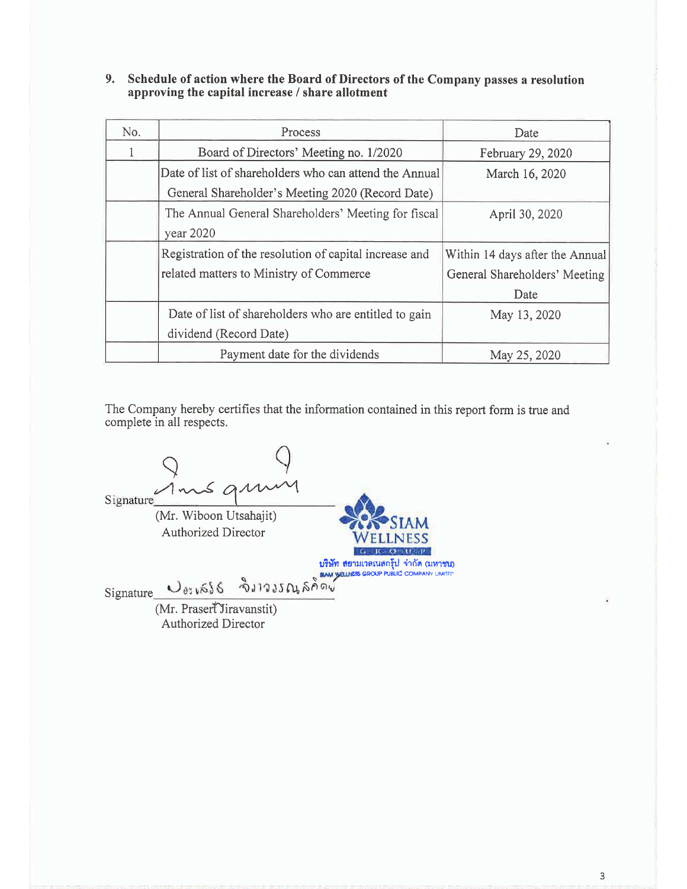**9. Schedule of action where the Board of Directors of the Company passes a resolution approving the capital increase / share allotment**

| No. | Process | Date |
|---|---|---|
| 1 | Board of Directors' Meeting no. 1/2020 | February 29, 2020 |
| | Date of list of shareholders who can attend the Annual General Shareholder's Meeting 2020 (Record Date) | March 16, 2020 |
| | The Annual General Shareholders' Meeting for fiscal year 2020 | April 30, 2020 |
| | Registration of the resolution of capital increase and related matters to Ministry of Commerce | Within 14 days after the Annual General Shareholders' Meeting Date |
| | Date of list of shareholders who are entitled to gain dividend (Record Date) | May 13, 2020 |
| | Payment date for the dividends | May 25, 2020 |

The Company hereby certifies that the information contained in this report form is true and complete in all respects.

Signature \_\_\_\_\_\_\_\_\_\_\_\_\_\_\_\_\_\_\_\_
(Mr. Wiboon Utsahajit)
Authorized Director

SIAM WELLNESS GROUP
บริษัท สยามเวลเนสกรุ๊ป จำกัด (มหาชน)
SIAM WELLNESS GROUP PUBLIC COMPANY LIMITED

Signature \_\_\_\_\_\_\_\_\_\_\_\_\_\_\_\_\_\_\_\_
(Mr. Prasert Jiravanstit)
Authorized Director